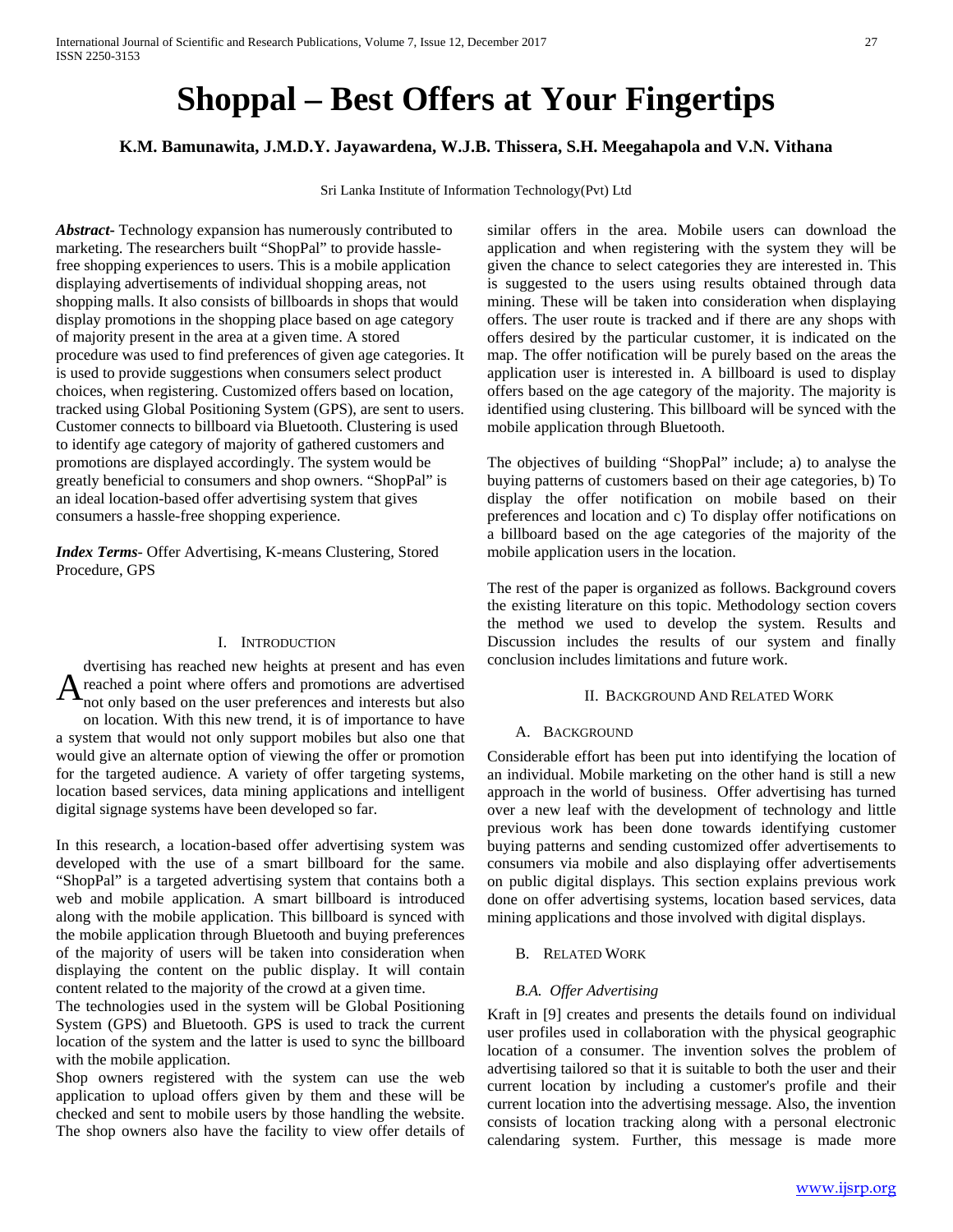# Shoppal – Best Offers at Your Fingertips

**K.M. Bamunawita, J.M.D.Y. Jayawardena, W.J.B. Thissera, S.H. Meegahapola and V.N. Vithana**

Sri Lanka Institute of Information Technology(Pvt) Ltd

***Abstract-*** Technology expansion has numerously contributed to marketing. The researchers built "ShopPal" to provide hassle-free shopping experiences to users. This is a mobile application displaying advertisements of individual shopping areas, not shopping malls. It also consists of billboards in shops that would display promotions in the shopping place based on age category of majority present in the area at a given time. A stored procedure was used to find preferences of given age categories. It is used to provide suggestions when consumers select product choices, when registering. Customized offers based on location, tracked using Global Positioning System (GPS), are sent to users. Customer connects to billboard via Bluetooth. Clustering is used to identify age category of majority of gathered customers and promotions are displayed accordingly. The system would be greatly beneficial to consumers and shop owners. "ShopPal" is an ideal location-based offer advertising system that gives consumers a hassle-free shopping experience.

***Index Terms-*** Offer Advertising, K-means Clustering, Stored Procedure, GPS

## I. Introduction

Advertising has reached new heights at present and has even reached a point where offers and promotions are advertised not only based on the user preferences and interests but also on location. With this new trend, it is of importance to have a system that would not only support mobiles but also one that would give an alternate option of viewing the offer or promotion for the targeted audience. A variety of offer targeting systems, location based services, data mining applications and intelligent digital signage systems have been developed so far.

In this research, a location-based offer advertising system was developed with the use of a smart billboard for the same. "ShopPal" is a targeted advertising system that contains both a web and mobile application. A smart billboard is introduced along with the mobile application. This billboard is synced with the mobile application through Bluetooth and buying preferences of the majority of users will be taken into consideration when displaying the content on the public display. It will contain content related to the majority of the crowd at a given time.

The technologies used in the system will be Global Positioning System (GPS) and Bluetooth. GPS is used to track the current location of the system and the latter is used to sync the billboard with the mobile application.

Shop owners registered with the system can use the web application to upload offers given by them and these will be checked and sent to mobile users by those handling the website. The shop owners also have the facility to view offer details of similar offers in the area. Mobile users can download the application and when registering with the system they will be given the chance to select categories they are interested in. This is suggested to the users using results obtained through data mining. These will be taken into consideration when displaying offers. The user route is tracked and if there are any shops with offers desired by the particular customer, it is indicated on the map. The offer notification will be purely based on the areas the application user is interested in. A billboard is used to display offers based on the age category of the majority. The majority is identified using clustering. This billboard will be synced with the mobile application through Bluetooth.

The objectives of building "ShopPal" include; a) to analyse the buying patterns of customers based on their age categories, b) To display the offer notification on mobile based on their preferences and location and c) To display offer notifications on a billboard based on the age categories of the majority of the mobile application users in the location.

The rest of the paper is organized as follows. Background covers the existing literature on this topic. Methodology section covers the method we used to develop the system. Results and Discussion includes the results of our system and finally conclusion includes limitations and future work.

## II. Background And Related Work

### A. Background

Considerable effort has been put into identifying the location of an individual. Mobile marketing on the other hand is still a new approach in the world of business. Offer advertising has turned over a new leaf with the development of technology and little previous work has been done towards identifying customer buying patterns and sending customized offer advertisements to consumers via mobile and also displaying offer advertisements on public digital displays. This section explains previous work done on offer advertising systems, location based services, data mining applications and those involved with digital displays.

### B. Related Work

#### *B.A. Offer Advertising*

Kraft in [9] creates and presents the details found on individual user profiles used in collaboration with the physical geographic location of a consumer. The invention solves the problem of advertising tailored so that it is suitable to both the user and their current location by including a customer's profile and their current location into the advertising message. Also, the invention consists of location tracking along with a personal electronic calendaring system. Further, this message is made more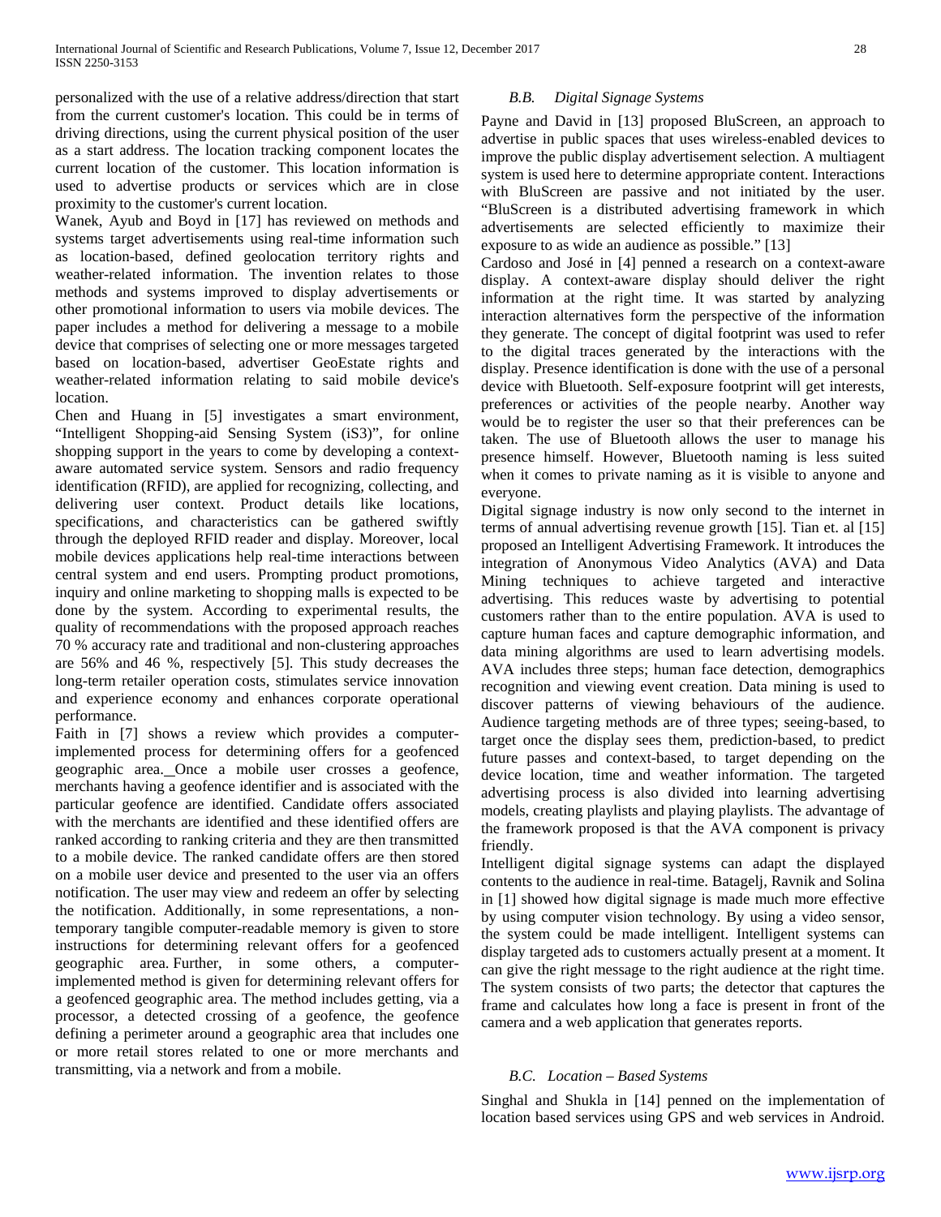personalized with the use of a relative address/direction that start from the current customer's location. This could be in terms of driving directions, using the current physical position of the user as a start address. The location tracking component locates the current location of the customer. This location information is used to advertise products or services which are in close proximity to the customer's current location.

Wanek, Ayub and Boyd in [17] has reviewed on methods and systems target advertisements using real-time information such as location-based, defined geolocation territory rights and weather-related information. The invention relates to those methods and systems improved to display advertisements or other promotional information to users via mobile devices. The paper includes a method for delivering a message to a mobile device that comprises of selecting one or more messages targeted based on location-based, advertiser GeoEstate rights and weather-related information relating to said mobile device's location.

Chen and Huang in [5] investigates a smart environment, "Intelligent Shopping-aid Sensing System (iS3)", for online shopping support in the years to come by developing a context-aware automated service system. Sensors and radio frequency identification (RFID), are applied for recognizing, collecting, and delivering user context. Product details like locations, specifications, and characteristics can be gathered swiftly through the deployed RFID reader and display. Moreover, local mobile devices applications help real-time interactions between central system and end users. Prompting product promotions, inquiry and online marketing to shopping malls is expected to be done by the system. According to experimental results, the quality of recommendations with the proposed approach reaches 70 % accuracy rate and traditional and non-clustering approaches are 56% and 46 %, respectively [5]. This study decreases the long-term retailer operation costs, stimulates service innovation and experience economy and enhances corporate operational performance.

Faith in [7] shows a review which provides a computer-implemented process for determining offers for a geofenced geographic area. Once a mobile user crosses a geofence, merchants having a geofence identifier and is associated with the particular geofence are identified. Candidate offers associated with the merchants are identified and these identified offers are ranked according to ranking criteria and they are then transmitted to a mobile device. The ranked candidate offers are then stored on a mobile user device and presented to the user via an offers notification. The user may view and redeem an offer by selecting the notification. Additionally, in some representations, a non-temporary tangible computer-readable memory is given to store instructions for determining relevant offers for a geofenced geographic area. Further, in some others, a computer-implemented method is given for determining relevant offers for a geofenced geographic area. The method includes getting, via a processor, a detected crossing of a geofence, the geofence defining a perimeter around a geographic area that includes one or more retail stores related to one or more merchants and transmitting, via a network and from a mobile.

### B.B. Digital Signage Systems

Payne and David in [13] proposed BluScreen, an approach to advertise in public spaces that uses wireless-enabled devices to improve the public display advertisement selection. A multiagent system is used here to determine appropriate content. Interactions with BluScreen are passive and not initiated by the user. "BluScreen is a distributed advertising framework in which advertisements are selected efficiently to maximize their exposure to as wide an audience as possible." [13]

Cardoso and José in [4] penned a research on a context-aware display. A context-aware display should deliver the right information at the right time. It was started by analyzing interaction alternatives form the perspective of the information they generate. The concept of digital footprint was used to refer to the digital traces generated by the interactions with the display. Presence identification is done with the use of a personal device with Bluetooth. Self-exposure footprint will get interests, preferences or activities of the people nearby. Another way would be to register the user so that their preferences can be taken. The use of Bluetooth allows the user to manage his presence himself. However, Bluetooth naming is less suited when it comes to private naming as it is visible to anyone and everyone.

Digital signage industry is now only second to the internet in terms of annual advertising revenue growth [15]. Tian et. al [15] proposed an Intelligent Advertising Framework. It introduces the integration of Anonymous Video Analytics (AVA) and Data Mining techniques to achieve targeted and interactive advertising. This reduces waste by advertising to potential customers rather than to the entire population. AVA is used to capture human faces and capture demographic information, and data mining algorithms are used to learn advertising models. AVA includes three steps; human face detection, demographics recognition and viewing event creation. Data mining is used to discover patterns of viewing behaviours of the audience. Audience targeting methods are of three types; seeing-based, to target once the display sees them, prediction-based, to predict future passes and context-based, to target depending on the device location, time and weather information. The targeted advertising process is also divided into learning advertising models, creating playlists and playing playlists. The advantage of the framework proposed is that the AVA component is privacy friendly.

Intelligent digital signage systems can adapt the displayed contents to the audience in real-time. Batagelj, Ravnik and Solina in [1] showed how digital signage is made much more effective by using computer vision technology. By using a video sensor, the system could be made intelligent. Intelligent systems can display targeted ads to customers actually present at a moment. It can give the right message to the right audience at the right time. The system consists of two parts; the detector that captures the frame and calculates how long a face is present in front of the camera and a web application that generates reports.

### B.C. Location – Based Systems

Singhal and Shukla in [14] penned on the implementation of location based services using GPS and web services in Android.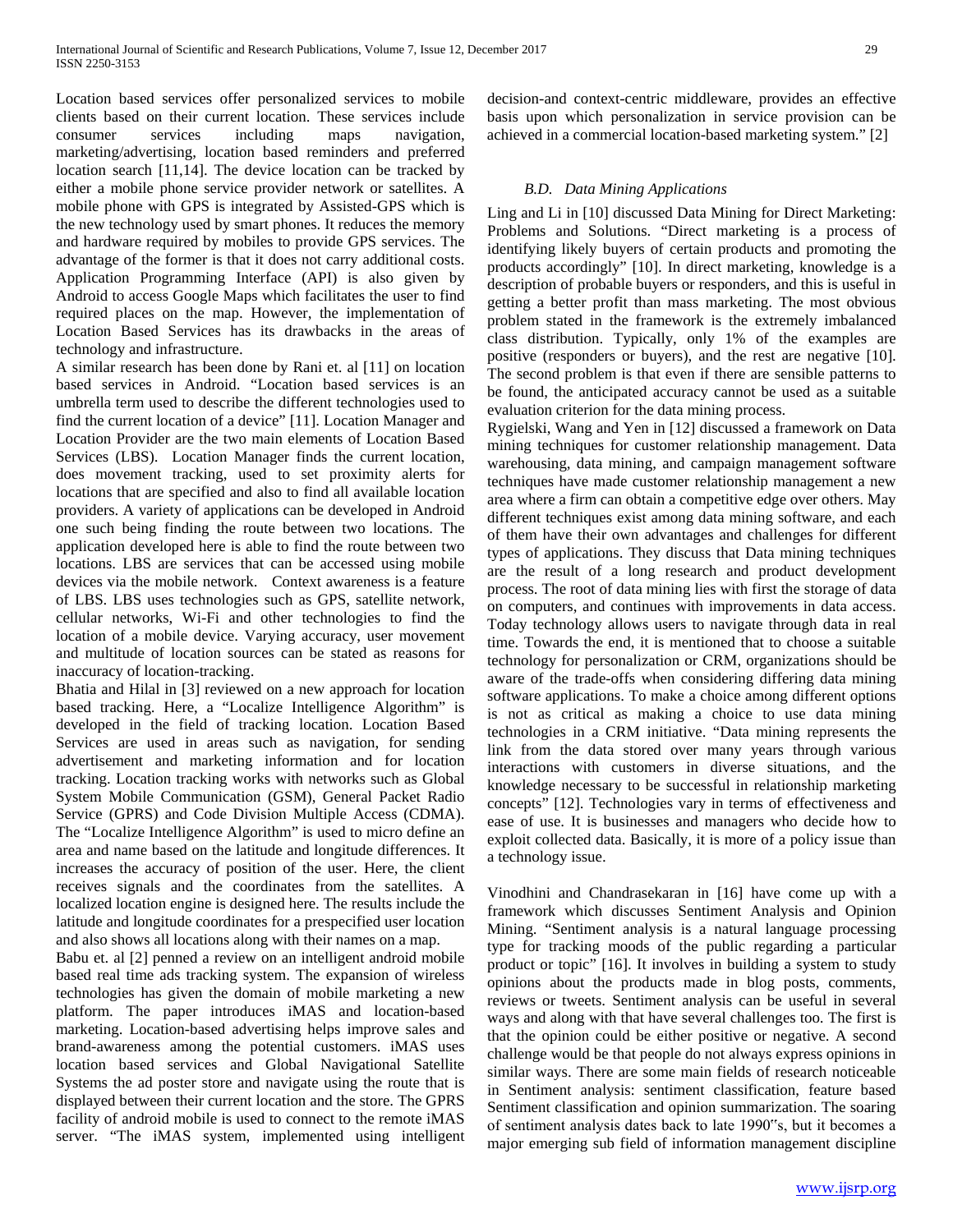Location based services offer personalized services to mobile clients based on their current location. These services include consumer services including maps navigation, marketing/advertising, location based reminders and preferred location search [11,14]. The device location can be tracked by either a mobile phone service provider network or satellites. A mobile phone with GPS is integrated by Assisted-GPS which is the new technology used by smart phones. It reduces the memory and hardware required by mobiles to provide GPS services. The advantage of the former is that it does not carry additional costs. Application Programming Interface (API) is also given by Android to access Google Maps which facilitates the user to find required places on the map. However, the implementation of Location Based Services has its drawbacks in the areas of technology and infrastructure.

A similar research has been done by Rani et. al [11] on location based services in Android. "Location based services is an umbrella term used to describe the different technologies used to find the current location of a device" [11]. Location Manager and Location Provider are the two main elements of Location Based Services (LBS). Location Manager finds the current location, does movement tracking, used to set proximity alerts for locations that are specified and also to find all available location providers. A variety of applications can be developed in Android one such being finding the route between two locations. The application developed here is able to find the route between two locations. LBS are services that can be accessed using mobile devices via the mobile network. Context awareness is a feature of LBS. LBS uses technologies such as GPS, satellite network, cellular networks, Wi-Fi and other technologies to find the location of a mobile device. Varying accuracy, user movement and multitude of location sources can be stated as reasons for inaccuracy of location-tracking.

Bhatia and Hilal in [3] reviewed on a new approach for location based tracking. Here, a "Localize Intelligence Algorithm" is developed in the field of tracking location. Location Based Services are used in areas such as navigation, for sending advertisement and marketing information and for location tracking. Location tracking works with networks such as Global System Mobile Communication (GSM), General Packet Radio Service (GPRS) and Code Division Multiple Access (CDMA). The "Localize Intelligence Algorithm" is used to micro define an area and name based on the latitude and longitude differences. It increases the accuracy of position of the user. Here, the client receives signals and the coordinates from the satellites. A localized location engine is designed here. The results include the latitude and longitude coordinates for a prespecified user location and also shows all locations along with their names on a map.

Babu et. al [2] penned a review on an intelligent android mobile based real time ads tracking system. The expansion of wireless technologies has given the domain of mobile marketing a new platform. The paper introduces iMAS and location-based marketing. Location-based advertising helps improve sales and brand-awareness among the potential customers. iMAS uses location based services and Global Navigational Satellite Systems the ad poster store and navigate using the route that is displayed between their current location and the store. The GPRS facility of android mobile is used to connect to the remote iMAS server. "The iMAS system, implemented using intelligent decision-and context-centric middleware, provides an effective basis upon which personalization in service provision can be achieved in a commercial location-based marketing system." [2]

### *B.D. Data Mining Applications*

Ling and Li in [10] discussed Data Mining for Direct Marketing: Problems and Solutions. "Direct marketing is a process of identifying likely buyers of certain products and promoting the products accordingly" [10]. In direct marketing, knowledge is a description of probable buyers or responders, and this is useful in getting a better profit than mass marketing. The most obvious problem stated in the framework is the extremely imbalanced class distribution. Typically, only 1% of the examples are positive (responders or buyers), and the rest are negative [10]. The second problem is that even if there are sensible patterns to be found, the anticipated accuracy cannot be used as a suitable evaluation criterion for the data mining process.

Rygielski, Wang and Yen in [12] discussed a framework on Data mining techniques for customer relationship management. Data warehousing, data mining, and campaign management software techniques have made customer relationship management a new area where a firm can obtain a competitive edge over others. May different techniques exist among data mining software, and each of them have their own advantages and challenges for different types of applications. They discuss that Data mining techniques are the result of a long research and product development process. The root of data mining lies with first the storage of data on computers, and continues with improvements in data access. Today technology allows users to navigate through data in real time. Towards the end, it is mentioned that to choose a suitable technology for personalization or CRM, organizations should be aware of the trade-offs when considering differing data mining software applications. To make a choice among different options is not as critical as making a choice to use data mining technologies in a CRM initiative. "Data mining represents the link from the data stored over many years through various interactions with customers in diverse situations, and the knowledge necessary to be successful in relationship marketing concepts" [12]. Technologies vary in terms of effectiveness and ease of use. It is businesses and managers who decide how to exploit collected data. Basically, it is more of a policy issue than a technology issue.

Vinodhini and Chandrasekaran in [16] have come up with a framework which discusses Sentiment Analysis and Opinion Mining. "Sentiment analysis is a natural language processing type for tracking moods of the public regarding a particular product or topic" [16]. It involves in building a system to study opinions about the products made in blog posts, comments, reviews or tweets. Sentiment analysis can be useful in several ways and along with that have several challenges too. The first is that the opinion could be either positive or negative. A second challenge would be that people do not always express opinions in similar ways. There are some main fields of research noticeable in Sentiment analysis: sentiment classification, feature based Sentiment classification and opinion summarization. The soaring of sentiment analysis dates back to late 1990"s, but it becomes a major emerging sub field of information management discipline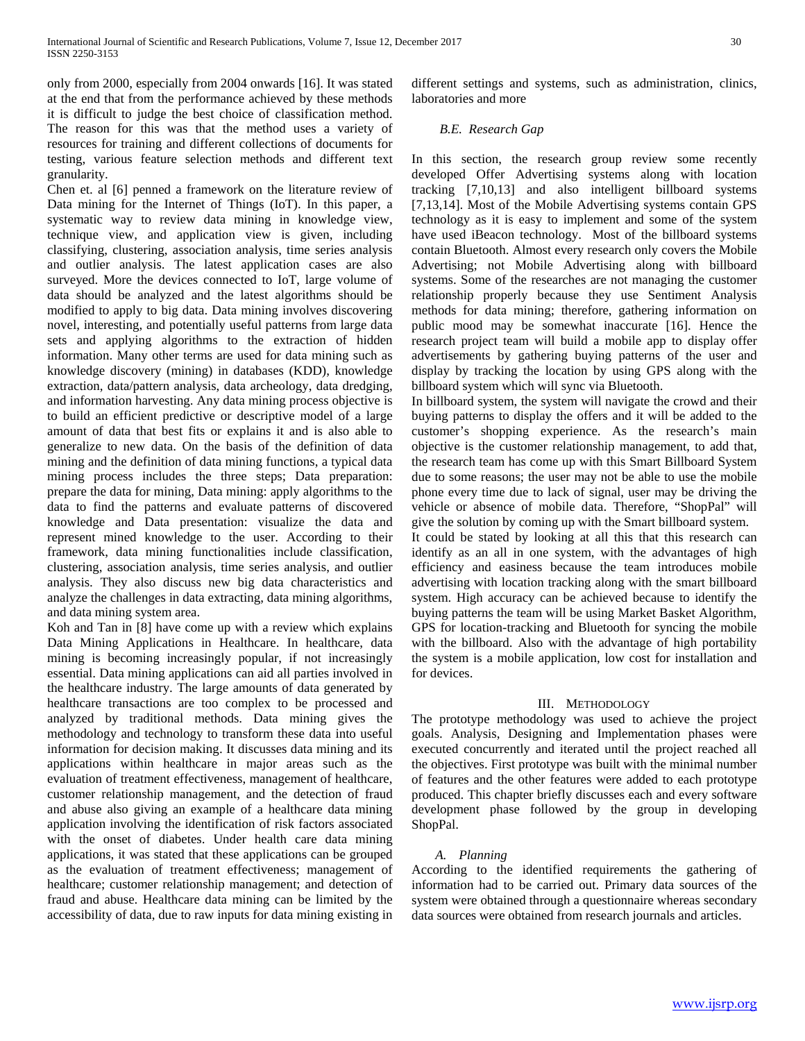only from 2000, especially from 2004 onwards [16]. It was stated at the end that from the performance achieved by these methods it is difficult to judge the best choice of classification method. The reason for this was that the method uses a variety of resources for training and different collections of documents for testing, various feature selection methods and different text granularity.

Chen et. al [6] penned a framework on the literature review of Data mining for the Internet of Things (IoT). In this paper, a systematic way to review data mining in knowledge view, technique view, and application view is given, including classifying, clustering, association analysis, time series analysis and outlier analysis. The latest application cases are also surveyed. More the devices connected to IoT, large volume of data should be analyzed and the latest algorithms should be modified to apply to big data. Data mining involves discovering novel, interesting, and potentially useful patterns from large data sets and applying algorithms to the extraction of hidden information. Many other terms are used for data mining such as knowledge discovery (mining) in databases (KDD), knowledge extraction, data/pattern analysis, data archeology, data dredging, and information harvesting. Any data mining process objective is to build an efficient predictive or descriptive model of a large amount of data that best fits or explains it and is also able to generalize to new data. On the basis of the definition of data mining and the definition of data mining functions, a typical data mining process includes the three steps; Data preparation: prepare the data for mining, Data mining: apply algorithms to the data to find the patterns and evaluate patterns of discovered knowledge and Data presentation: visualize the data and represent mined knowledge to the user. According to their framework, data mining functionalities include classification, clustering, association analysis, time series analysis, and outlier analysis. They also discuss new big data characteristics and analyze the challenges in data extracting, data mining algorithms, and data mining system area.

Koh and Tan in [8] have come up with a review which explains Data Mining Applications in Healthcare. In healthcare, data mining is becoming increasingly popular, if not increasingly essential. Data mining applications can aid all parties involved in the healthcare industry. The large amounts of data generated by healthcare transactions are too complex to be processed and analyzed by traditional methods. Data mining gives the methodology and technology to transform these data into useful information for decision making. It discusses data mining and its applications within healthcare in major areas such as the evaluation of treatment effectiveness, management of healthcare, customer relationship management, and the detection of fraud and abuse also giving an example of a healthcare data mining application involving the identification of risk factors associated with the onset of diabetes. Under health care data mining applications, it was stated that these applications can be grouped as the evaluation of treatment effectiveness; management of healthcare; customer relationship management; and detection of fraud and abuse. Healthcare data mining can be limited by the accessibility of data, due to raw inputs for data mining existing in different settings and systems, such as administration, clinics, laboratories and more

### *B.E. Research Gap*

In this section, the research group review some recently developed Offer Advertising systems along with location tracking [7,10,13] and also intelligent billboard systems [7,13,14]. Most of the Mobile Advertising systems contain GPS technology as it is easy to implement and some of the system have used iBeacon technology. Most of the billboard systems contain Bluetooth. Almost every research only covers the Mobile Advertising; not Mobile Advertising along with billboard systems. Some of the researches are not managing the customer relationship properly because they use Sentiment Analysis methods for data mining; therefore, gathering information on public mood may be somewhat inaccurate [16]. Hence the research project team will build a mobile app to display offer advertisements by gathering buying patterns of the user and display by tracking the location by using GPS along with the billboard system which will sync via Bluetooth.

In billboard system, the system will navigate the crowd and their buying patterns to display the offers and it will be added to the customer's shopping experience. As the research's main objective is the customer relationship management, to add that, the research team has come up with this Smart Billboard System due to some reasons; the user may not be able to use the mobile phone every time due to lack of signal, user may be driving the vehicle or absence of mobile data. Therefore, "ShopPal" will give the solution by coming up with the Smart billboard system.

It could be stated by looking at all this that this research can identify as an all in one system, with the advantages of high efficiency and easiness because the team introduces mobile advertising with location tracking along with the smart billboard system. High accuracy can be achieved because to identify the buying patterns the team will be using Market Basket Algorithm, GPS for location-tracking and Bluetooth for syncing the mobile with the billboard. Also with the advantage of high portability the system is a mobile application, low cost for installation and for devices.

## III. Methodology

The prototype methodology was used to achieve the project goals. Analysis, Designing and Implementation phases were executed concurrently and iterated until the project reached all the objectives. First prototype was built with the minimal number of features and the other features were added to each prototype produced. This chapter briefly discusses each and every software development phase followed by the group in developing ShopPal.

### *A. Planning*

According to the identified requirements the gathering of information had to be carried out. Primary data sources of the system were obtained through a questionnaire whereas secondary data sources were obtained from research journals and articles.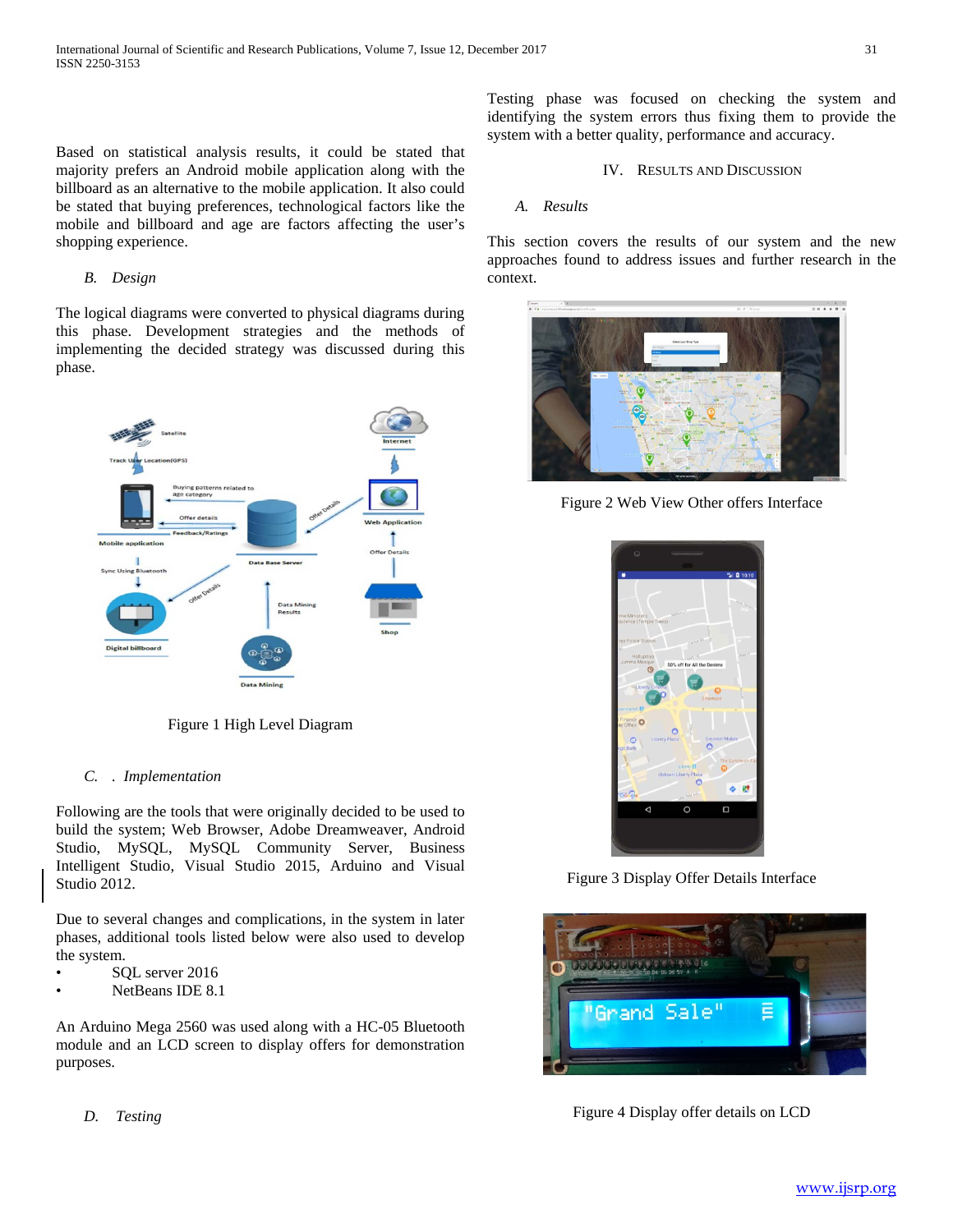Based on statistical analysis results, it could be stated that majority prefers an Android mobile application along with the billboard as an alternative to the mobile application. It also could be stated that buying preferences, technological factors like the mobile and billboard and age are factors affecting the user's shopping experience.

### *B. Design*

The logical diagrams were converted to physical diagrams during this phase. Development strategies and the methods of implementing the decided strategy was discussed during this phase.

Figure 1 High Level Diagram

### *C. . Implementation*

Following are the tools that were originally decided to be used to build the system; Web Browser, Adobe Dreamweaver, Android Studio, MySQL, MySQL Community Server, Business Intelligent Studio, Visual Studio 2015, Arduino and Visual Studio 2012.

Due to several changes and complications, in the system in later phases, additional tools listed below were also used to develop the system.

- SQL server 2016
- NetBeans IDE 8.1

An Arduino Mega 2560 was used along with a HC-05 Bluetooth module and an LCD screen to display offers for demonstration purposes.

### *D. Testing*

Testing phase was focused on checking the system and identifying the system errors thus fixing them to provide the system with a better quality, performance and accuracy.

## IV. Results and Discussion

### *A. Results*

This section covers the results of our system and the new approaches found to address issues and further research in the context.

Figure 2 Web View Other offers Interface

Figure 3 Display Offer Details Interface

Figure 4 Display offer details on LCD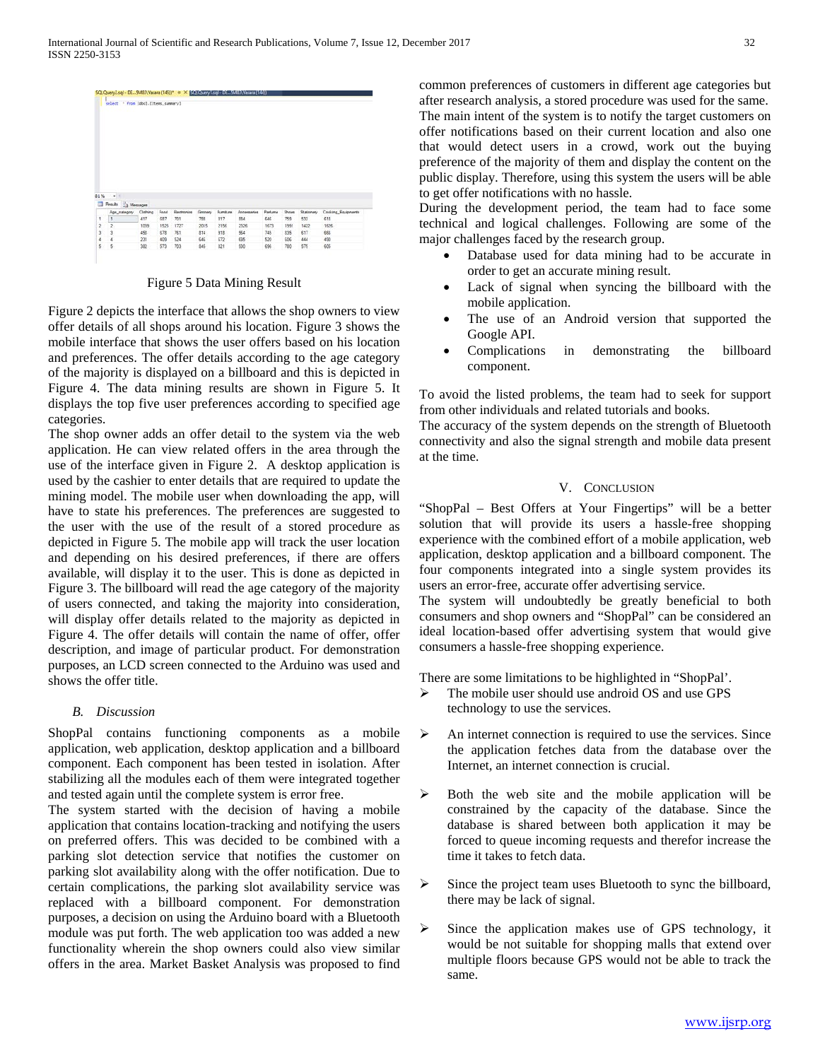Figure 5 Data Mining Result

Figure 2 depicts the interface that allows the shop owners to view offer details of all shops around his location. Figure 3 shows the mobile interface that shows the user offers based on his location and preferences. The offer details according to the age category of the majority is displayed on a billboard and this is depicted in Figure 4. The data mining results are shown in Figure 5. It displays the top five user preferences according to specified age categories.

The shop owner adds an offer detail to the system via the web application. He can view related offers in the area through the use of the interface given in Figure 2. A desktop application is used by the cashier to enter details that are required to update the mining model. The mobile user when downloading the app, will have to state his preferences. The preferences are suggested to the user with the use of the result of a stored procedure as depicted in Figure 5. The mobile app will track the user location and depending on his desired preferences, if there are offers available, will display it to the user. This is done as depicted in Figure 3. The billboard will read the age category of the majority of users connected, and taking the majority into consideration, will display offer details related to the majority as depicted in Figure 4. The offer details will contain the name of offer, offer description, and image of particular product. For demonstration purposes, an LCD screen connected to the Arduino was used and shows the offer title.

### *B. Discussion*

ShopPal contains functioning components as a mobile application, web application, desktop application and a billboard component. Each component has been tested in isolation. After stabilizing all the modules each of them were integrated together and tested again until the complete system is error free.

The system started with the decision of having a mobile application that contains location-tracking and notifying the users on preferred offers. This was decided to be combined with a parking slot detection service that notifies the customer on parking slot availability along with the offer notification. Due to certain complications, the parking slot availability service was replaced with a billboard component. For demonstration purposes, a decision on using the Arduino board with a Bluetooth module was put forth. The web application too was added a new functionality wherein the shop owners could also view similar offers in the area. Market Basket Analysis was proposed to find common preferences of customers in different age categories but after research analysis, a stored procedure was used for the same.

The main intent of the system is to notify the target customers on offer notifications based on their current location and also one that would detect users in a crowd, work out the buying preference of the majority of them and display the content on the public display. Therefore, using this system the users will be able to get offer notifications with no hassle.

During the development period, the team had to face some technical and logical challenges. Following are some of the major challenges faced by the research group.

- Database used for data mining had to be accurate in order to get an accurate mining result.
- Lack of signal when syncing the billboard with the mobile application.
- The use of an Android version that supported the Google API.
- Complications in demonstrating the billboard component.

To avoid the listed problems, the team had to seek for support from other individuals and related tutorials and books.

The accuracy of the system depends on the strength of Bluetooth connectivity and also the signal strength and mobile data present at the time.

## V. Conclusion

"ShopPal – Best Offers at Your Fingertips" will be a better solution that will provide its users a hassle-free shopping experience with the combined effort of a mobile application, web application, desktop application and a billboard component. The four components integrated into a single system provides its users an error-free, accurate offer advertising service.

The system will undoubtedly be greatly beneficial to both consumers and shop owners and "ShopPal" can be considered an ideal location-based offer advertising system that would give consumers a hassle-free shopping experience.

There are some limitations to be highlighted in "ShopPal'.

- The mobile user should use android OS and use GPS technology to use the services.
- An internet connection is required to use the services. Since the application fetches data from the database over the Internet, an internet connection is crucial.
- Both the web site and the mobile application will be constrained by the capacity of the database. Since the database is shared between both application it may be forced to queue incoming requests and therefor increase the time it takes to fetch data.
- Since the project team uses Bluetooth to sync the billboard, there may be lack of signal.
- Since the application makes use of GPS technology, it would be not suitable for shopping malls that extend over multiple floors because GPS would not be able to track the same.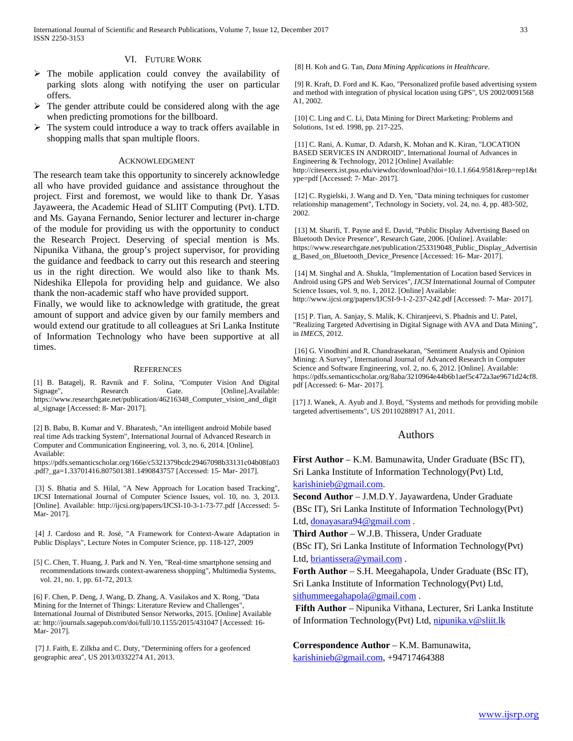## VI. Future Work

- The mobile application could convey the availability of parking slots along with notifying the user on particular offers.
- The gender attribute could be considered along with the age when predicting promotions for the billboard.
- The system could introduce a way to track offers available in shopping malls that span multiple floors.

## Acknowledgment

The research team take this opportunity to sincerely acknowledge all who have provided guidance and assistance throughout the project. First and foremost, we would like to thank Dr. Yasas Jayaweera, the Academic Head of SLIIT Computing (Pvt). LTD. and Ms. Gayana Fernando, Senior lecturer and lecturer in-charge of the module for providing us with the opportunity to conduct the Research Project. Deserving of special mention is Ms. Nipunika Vithana, the group's project supervisor, for providing the guidance and feedback to carry out this research and steering us in the right direction. We would also like to thank Ms. Nideshika Ellepola for providing help and guidance. We also thank the non-academic staff who have provided support.

Finally, we would like to acknowledge with gratitude, the great amount of support and advice given by our family members and would extend our gratitude to all colleagues at Sri Lanka Institute of Information Technology who have been supportive at all times.

## References

[1] B. Batagelj, R. Ravnik and F. Solina, "Computer Vision And Digital Signage", Research Gate. [Online].Available: https://www.researchgate.net/publication/46216348_Computer_vision_and_digital_signage [Accessed: 8- Mar- 2017].

[2] B. Babu, B. Kumar and V. Bharatesh, "An intelligent android Mobile based real time Ads tracking System", International Journal of Advanced Research in Computer and Communication Engineering, vol. 3, no. 6, 2014. [Online]. Available: https://pdfs.semanticscholar.org/166e/c5321379bcdc29467098b33131c04b08fa03.pdf?_ga=1.33701416.807501381.1490843757 [Accessed: 15- Mar- 2017].

[3] S. Bhatia and S. Hilal, "A New Approach for Location based Tracking", IJCSI International Journal of Computer Science Issues, vol. 10, no. 3, 2013. [Online]. Available: http://ijcsi.org/papers/IJCSI-10-3-1-73-77.pdf [Accessed: 5- Mar- 2017].

[4] J. Cardoso and R. José, "A Framework for Context-Aware Adaptation in Public Displays", Lecture Notes in Computer Science, pp. 118-127, 2009

[5] C. Chen, T. Huang, J. Park and N. Yen, "Real-time smartphone sensing and recommendations towards context-awareness shopping", Multimedia Systems, vol. 21, no. 1, pp. 61-72, 2013.

[6] F. Chen, P. Deng, J. Wang, D. Zhang, A. Vasilakos and X. Rong, "Data Mining for the Internet of Things: Literature Review and Challenges", International Journal of Distributed Sensor Networks, 2015. [Online] Available at: http://journals.sagepub.com/doi/full/10.1155/2015/431047 [Accessed: 16- Mar- 2017].

[7] J. Faith, E. Zilkha and C. Duty, "Determining offers for a geofenced geographic area", US 2013/0332274 A1, 2013.

[8] H. Koh and G. Tan, *Data Mining Applications in Healthcare*.

[9] R. Kraft, D. Ford and K. Kao, "Personalized profile based advertising system and method with integration of physical location using GPS", US 2002/0091568 A1, 2002.

[10] C. Ling and C. Li, Data Mining for Direct Marketing: Problems and Solutions, 1st ed. 1998, pp. 217-225.

[11] C. Rani, A. Kumar, D. Adarsh, K. Mohan and K. Kiran, "LOCATION BASED SERVICES IN ANDROID", International Journal of Advances in Engineering & Technology, 2012 [Online] Available: http://citeseerx.ist.psu.edu/viewdoc/download?doi=10.1.1.664.9581&rep=rep1&type=pdf [Accessed: 7- Mar- 2017].

[12] C. Rygielski, J. Wang and D. Yen, "Data mining techniques for customer relationship management", Technology in Society, vol. 24, no. 4, pp. 483-502, 2002.

[13] M. Sharifi, T. Payne and E. David, "Public Display Advertising Based on Bluetooth Device Presence", Research Gate, 2006. [Online]. Available: https://www.researchgate.net/publication/253319048_Public_Display_Advertising_Based_on_Bluetooth_Device_Presence [Accessed: 16- Mar- 2017].

[14] M. Singhal and A. Shukla, "Implementation of Location based Services in Android using GPS and Web Services", *IJCSI* International Journal of Computer Science Issues, vol. 9, no. 1, 2012. [Online] Available: http://www.ijcsi.org/papers/IJCSI-9-1-2-237-242.pdf [Accessed: 7- Mar- 2017].

[15] P. Tian, A. Sanjay, S. Malik, K. Chiranjeevi, S. Phadnis and U. Patel, "Realizing Targeted Advertising in Digital Signage with AVA and Data Mining", in *IMECS*, 2012.

[16] G. Vinodhini and R. Chandrasekaran, "Sentiment Analysis and Opinion Mining: A Survey", International Journal of Advanced Research in Computer Science and Software Engineering, vol. 2, no. 6, 2012. [Online]. Available: https://pdfs.semanticscholar.org/8aba/3210964e44b6b1aef5c472a3ae9671d24cf8.pdf [Accessed: 6- Mar- 2017].

[17] J. Wanek, A. Ayub and J. Boyd, "Systems and methods for providing mobile targeted advertisements", US 20110288917 A1, 2011.

## Authors

**First Author** – K.M. Bamunawita, Under Graduate (BSc IT), Sri Lanka Institute of Information Technology(Pvt) Ltd, karishinieb@gmail.com.

**Second Author** – J.M.D.Y. Jayawardena, Under Graduate (BSc IT), Sri Lanka Institute of Information Technology(Pvt) Ltd, donayasara94@gmail.com .

**Third Author** – W.J.B. Thissera, Under Graduate (BSc IT), Sri Lanka Institute of Information Technology(Pvt) Ltd, briantissera@ymail.com .

**Forth Author** – S.H. Meegahapola, Under Graduate (BSc IT), Sri Lanka Institute of Information Technology(Pvt) Ltd, sithummeegahapola@gmail.com .

**Fifth Author** – Nipunika Vithana, Lecturer, Sri Lanka Institute of Information Technology(Pvt) Ltd, nipunika.v@sliit.lk

**Correspondence Author** – K.M. Bamunawita, karishinieb@gmail.com, +94717464388